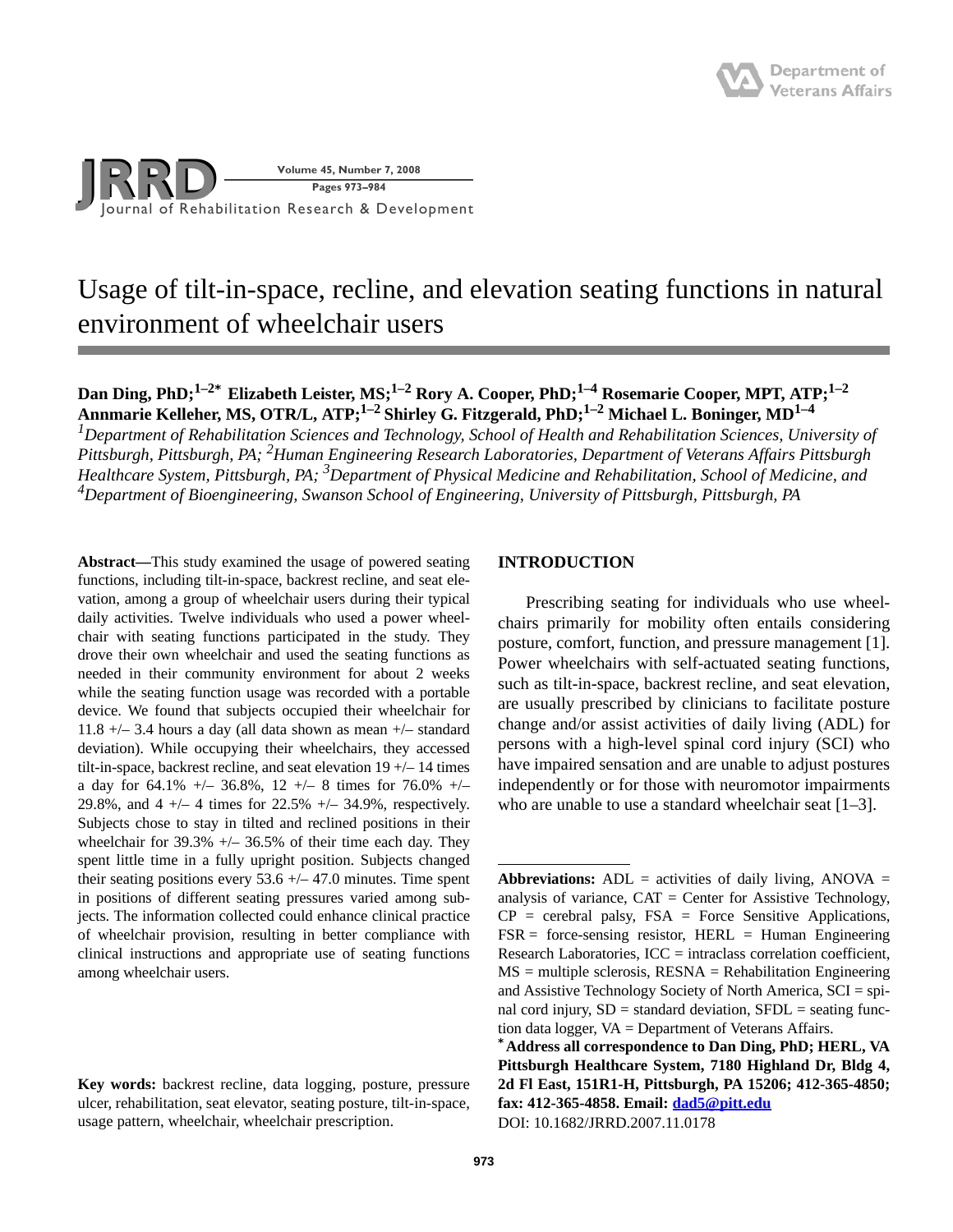# Usage of tilt-in-space, recline, and elevation seating functions in natural environment of wheelchair users

**Dan Ding, PhD;[1–2]* Elizabeth Leister, MS;[1–2] Rory A. Cooper, PhD;[1–4] Rosemarie Cooper, MPT, ATP;[1–2] Annmarie Kelleher, MS, OTR/L, ATP;[1–2] Shirley G. Fitzgerald, PhD;[1–2] Michael L. Boninger, MD[1–4]**

*[1]Department of Rehabilitation Sciences and Technology, School of Health and Rehabilitation Sciences, University of Pittsburgh, Pittsburgh, PA; [2]Human Engineering Research Laboratories, Department of Veterans Affairs Pittsburgh Healthcare System, Pittsburgh, PA; [3]Department of Physical Medicine and Rehabilitation, School of Medicine, and [4]Department of Bioengineering, Swanson School of Engineering, University of Pittsburgh, Pittsburgh, PA*

**Abstract—**This study examined the usage of powered seating functions, including tilt-in-space, backrest recline, and seat elevation, among a group of wheelchair users during their typical daily activities. Twelve individuals who used a power wheelchair with seating functions participated in the study. They drove their own wheelchair and used the seating functions as needed in their community environment for about 2 weeks while the seating function usage was recorded with a portable device. We found that subjects occupied their wheelchair for 11.8 +/– 3.4 hours a day (all data shown as mean +/– standard deviation). While occupying their wheelchairs, they accessed tilt-in-space, backrest recline, and seat elevation 19 +/– 14 times a day for 64.1% +/– 36.8%, 12 +/– 8 times for 76.0% +/– 29.8%, and 4 +/– 4 times for 22.5% +/– 34.9%, respectively. Subjects chose to stay in tilted and reclined positions in their wheelchair for 39.3% +/– 36.5% of their time each day. They spent little time in a fully upright position. Subjects changed their seating positions every 53.6 +/– 47.0 minutes. Time spent in positions of different seating pressures varied among subjects. The information collected could enhance clinical practice of wheelchair provision, resulting in better compliance with clinical instructions and appropriate use of seating functions among wheelchair users.

**Key words:** backrest recline, data logging, posture, pressure ulcer, rehabilitation, seat elevator, seating posture, tilt-in-space, usage pattern, wheelchair, wheelchair prescription.

## INTRODUCTION

Prescribing seating for individuals who use wheelchairs primarily for mobility often entails considering posture, comfort, function, and pressure management [1]. Power wheelchairs with self-actuated seating functions, such as tilt-in-space, backrest recline, and seat elevation, are usually prescribed by clinicians to facilitate posture change and/or assist activities of daily living (ADL) for persons with a high-level spinal cord injury (SCI) who have impaired sensation and are unable to adjust postures independently or for those with neuromotor impairments who are unable to use a standard wheelchair seat [1–3].

---

**Abbreviations:** ADL = activities of daily living, ANOVA = analysis of variance, CAT = Center for Assistive Technology, CP = cerebral palsy, FSA = Force Sensitive Applications, FSR = force-sensing resistor, HERL = Human Engineering Research Laboratories, ICC = intraclass correlation coefficient, MS = multiple sclerosis, RESNA = Rehabilitation Engineering and Assistive Technology Society of North America, SCI = spinal cord injury, SD = standard deviation, SFDL = seating function data logger, VA = Department of Veterans Affairs.

***Address all correspondence to Dan Ding, PhD; HERL, VA Pittsburgh Healthcare System, 7180 Highland Dr, Bldg 4, 2d Fl East, 151R1-H, Pittsburgh, PA 15206; 412-365-4850; fax: 412-365-4858. Email: dad5@pitt.edu**

DOI: 10.1682/JRRD.2007.11.0178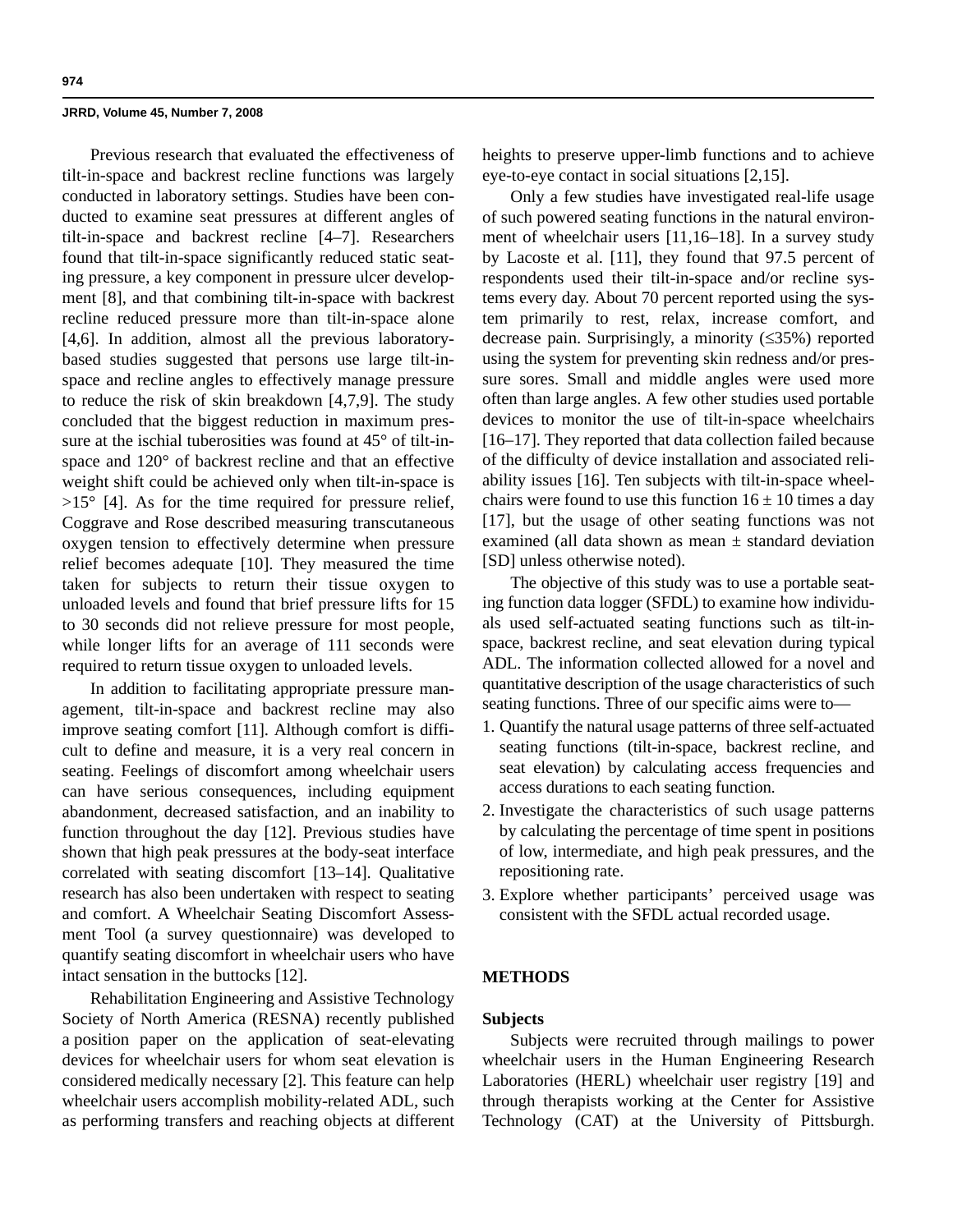Previous research that evaluated the effectiveness of tilt-in-space and backrest recline functions was largely conducted in laboratory settings. Studies have been conducted to examine seat pressures at different angles of tilt-in-space and backrest recline [4–7]. Researchers found that tilt-in-space significantly reduced static seating pressure, a key component in pressure ulcer development [8], and that combining tilt-in-space with backrest recline reduced pressure more than tilt-in-space alone [4,6]. In addition, almost all the previous laboratory-based studies suggested that persons use large tilt-in-space and recline angles to effectively manage pressure to reduce the risk of skin breakdown [4,7,9]. The study concluded that the biggest reduction in maximum pressure at the ischial tuberosities was found at 45° of tilt-in-space and 120° of backrest recline and that an effective weight shift could be achieved only when tilt-in-space is >15° [4]. As for the time required for pressure relief, Coggrave and Rose described measuring transcutaneous oxygen tension to effectively determine when pressure relief becomes adequate [10]. They measured the time taken for subjects to return their tissue oxygen to unloaded levels and found that brief pressure lifts for 15 to 30 seconds did not relieve pressure for most people, while longer lifts for an average of 111 seconds were required to return tissue oxygen to unloaded levels.

In addition to facilitating appropriate pressure management, tilt-in-space and backrest recline may also improve seating comfort [11]. Although comfort is difficult to define and measure, it is a very real concern in seating. Feelings of discomfort among wheelchair users can have serious consequences, including equipment abandonment, decreased satisfaction, and an inability to function throughout the day [12]. Previous studies have shown that high peak pressures at the body-seat interface correlated with seating discomfort [13–14]. Qualitative research has also been undertaken with respect to seating and comfort. A Wheelchair Seating Discomfort Assessment Tool (a survey questionnaire) was developed to quantify seating discomfort in wheelchair users who have intact sensation in the buttocks [12].

Rehabilitation Engineering and Assistive Technology Society of North America (RESNA) recently published a position paper on the application of seat-elevating devices for wheelchair users for whom seat elevation is considered medically necessary [2]. This feature can help wheelchair users accomplish mobility-related ADL, such as performing transfers and reaching objects at different heights to preserve upper-limb functions and to achieve eye-to-eye contact in social situations [2,15].

Only a few studies have investigated real-life usage of such powered seating functions in the natural environment of wheelchair users [11,16–18]. In a survey study by Lacoste et al. [11], they found that 97.5 percent of respondents used their tilt-in-space and/or recline systems every day. About 70 percent reported using the system primarily to rest, relax, increase comfort, and decrease pain. Surprisingly, a minority (≤35%) reported using the system for preventing skin redness and/or pressure sores. Small and middle angles were used more often than large angles. A few other studies used portable devices to monitor the use of tilt-in-space wheelchairs [16–17]. They reported that data collection failed because of the difficulty of device installation and associated reliability issues [16]. Ten subjects with tilt-in-space wheelchairs were found to use this function $16 \pm 10$ times a day [17], but the usage of other seating functions was not examined (all data shown as mean ± standard deviation [SD] unless otherwise noted).

The objective of this study was to use a portable seating function data logger (SFDL) to examine how individuals used self-actuated seating functions such as tilt-in-space, backrest recline, and seat elevation during typical ADL. The information collected allowed for a novel and quantitative description of the usage characteristics of such seating functions. Three of our specific aims were to—

1. Quantify the natural usage patterns of three self-actuated seating functions (tilt-in-space, backrest recline, and seat elevation) by calculating access frequencies and access durations to each seating function.
2. Investigate the characteristics of such usage patterns by calculating the percentage of time spent in positions of low, intermediate, and high peak pressures, and the repositioning rate.
3. Explore whether participants' perceived usage was consistent with the SFDL actual recorded usage.

## METHODS

### Subjects

Subjects were recruited through mailings to power wheelchair users in the Human Engineering Research Laboratories (HERL) wheelchair user registry [19] and through therapists working at the Center for Assistive Technology (CAT) at the University of Pittsburgh.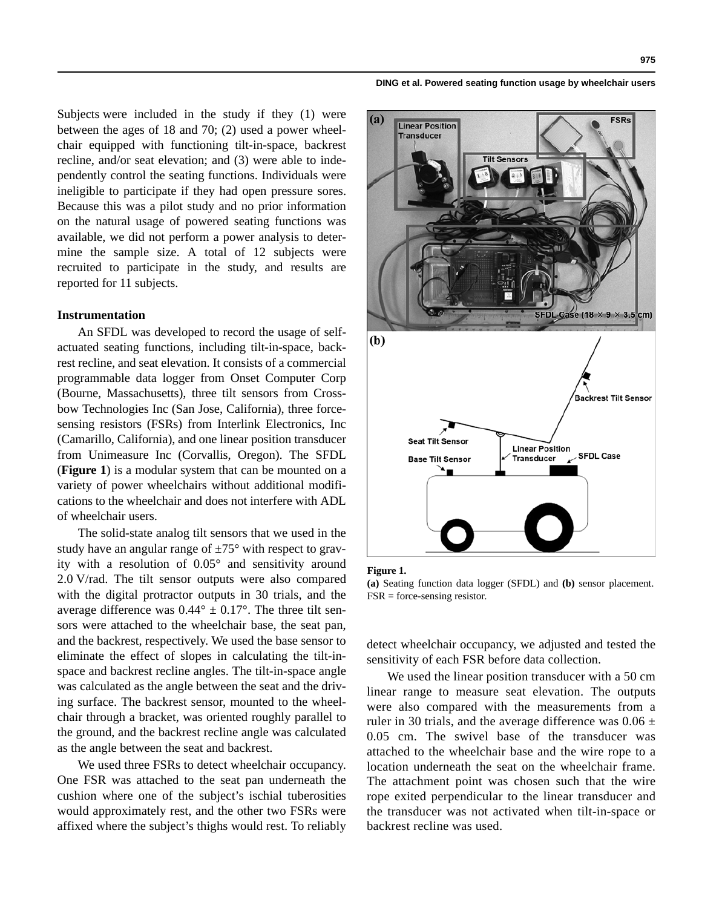Subjects were included in the study if they (1) were between the ages of 18 and 70; (2) used a power wheelchair equipped with functioning tilt-in-space, backrest recline, and/or seat elevation; and (3) were able to independently control the seating functions. Individuals were ineligible to participate if they had open pressure sores. Because this was a pilot study and no prior information on the natural usage of powered seating functions was available, we did not perform a power analysis to determine the sample size. A total of 12 subjects were recruited to participate in the study, and results are reported for 11 subjects.

### Instrumentation

An SFDL was developed to record the usage of self-actuated seating functions, including tilt-in-space, backrest recline, and seat elevation. It consists of a commercial programmable data logger from Onset Computer Corp (Bourne, Massachusetts), three tilt sensors from Crossbow Technologies Inc (San Jose, California), three force-sensing resistors (FSRs) from Interlink Electronics, Inc (Camarillo, California), and one linear position transducer from Unimeasure Inc (Corvallis, Oregon). The SFDL (**Figure 1**) is a modular system that can be mounted on a variety of power wheelchairs without additional modifications to the wheelchair and does not interfere with ADL of wheelchair users.

The solid-state analog tilt sensors that we used in the study have an angular range of ±75° with respect to gravity with a resolution of 0.05° and sensitivity around 2.0 V/rad. The tilt sensor outputs were also compared with the digital protractor outputs in 30 trials, and the average difference was 0.44° ± 0.17°. The three tilt sensors were attached to the wheelchair base, the seat pan, and the backrest, respectively. We used the base sensor to eliminate the effect of slopes in calculating the tilt-in-space and backrest recline angles. The tilt-in-space angle was calculated as the angle between the seat and the driving surface. The backrest sensor, mounted to the wheelchair through a bracket, was oriented roughly parallel to the ground, and the backrest recline angle was calculated as the angle between the seat and backrest.

We used three FSRs to detect wheelchair occupancy. One FSR was attached to the seat pan underneath the cushion where one of the subject's ischial tuberosities would approximately rest, and the other two FSRs were affixed where the subject's thighs would rest. To reliably detect wheelchair occupancy, we adjusted and tested the sensitivity of each FSR before data collection.

**Figure 1.**
**(a)** Seating function data logger (SFDL) and **(b)** sensor placement. FSR = force-sensing resistor.

We used the linear position transducer with a 50 cm linear range to measure seat elevation. The outputs were also compared with the measurements from a ruler in 30 trials, and the average difference was 0.06 ± 0.05 cm. The swivel base of the transducer was attached to the wheelchair base and the wire rope to a location underneath the seat on the wheelchair frame. The attachment point was chosen such that the wire rope exited perpendicular to the linear transducer and the transducer was not activated when tilt-in-space or backrest recline was used.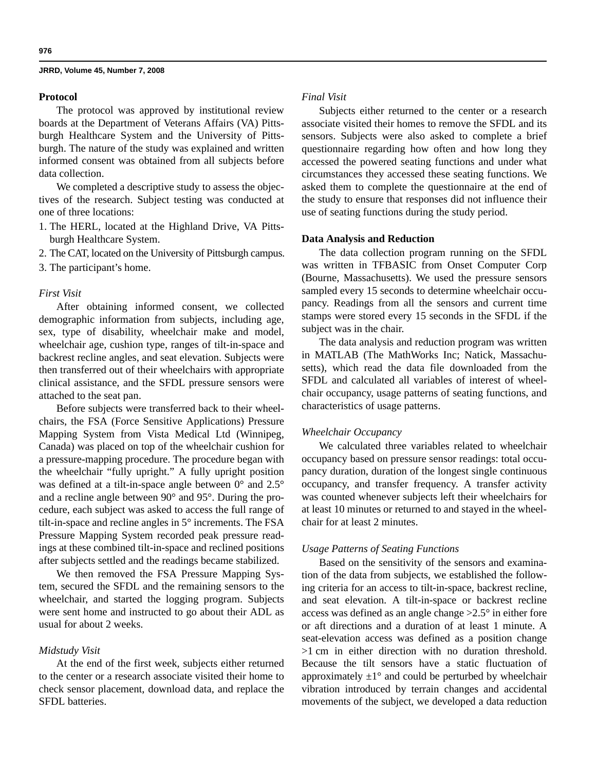## Protocol

The protocol was approved by institutional review boards at the Department of Veterans Affairs (VA) Pittsburgh Healthcare System and the University of Pittsburgh. The nature of the study was explained and written informed consent was obtained from all subjects before data collection.

We completed a descriptive study to assess the objectives of the research. Subject testing was conducted at one of three locations:

1. The HERL, located at the Highland Drive, VA Pittsburgh Healthcare System.
2. The CAT, located on the University of Pittsburgh campus.
3. The participant's home.

### *First Visit*

After obtaining informed consent, we collected demographic information from subjects, including age, sex, type of disability, wheelchair make and model, wheelchair age, cushion type, ranges of tilt-in-space and backrest recline angles, and seat elevation. Subjects were then transferred out of their wheelchairs with appropriate clinical assistance, and the SFDL pressure sensors were attached to the seat pan.

Before subjects were transferred back to their wheelchairs, the FSA (Force Sensitive Applications) Pressure Mapping System from Vista Medical Ltd (Winnipeg, Canada) was placed on top of the wheelchair cushion for a pressure-mapping procedure. The procedure began with the wheelchair "fully upright." A fully upright position was defined at a tilt-in-space angle between 0° and 2.5° and a recline angle between 90° and 95°. During the procedure, each subject was asked to access the full range of tilt-in-space and recline angles in 5° increments. The FSA Pressure Mapping System recorded peak pressure readings at these combined tilt-in-space and reclined positions after subjects settled and the readings became stabilized.

We then removed the FSA Pressure Mapping System, secured the SFDL and the remaining sensors to the wheelchair, and started the logging program. Subjects were sent home and instructed to go about their ADL as usual for about 2 weeks.

### *Midstudy Visit*

At the end of the first week, subjects either returned to the center or a research associate visited their home to check sensor placement, download data, and replace the SFDL batteries.

### *Final Visit*

Subjects either returned to the center or a research associate visited their homes to remove the SFDL and its sensors. Subjects were also asked to complete a brief questionnaire regarding how often and how long they accessed the powered seating functions and under what circumstances they accessed these seating functions. We asked them to complete the questionnaire at the end of the study to ensure that responses did not influence their use of seating functions during the study period.

## Data Analysis and Reduction

The data collection program running on the SFDL was written in TFBASIC from Onset Computer Corp (Bourne, Massachusetts). We used the pressure sensors sampled every 15 seconds to determine wheelchair occupancy. Readings from all the sensors and current time stamps were stored every 15 seconds in the SFDL if the subject was in the chair.

The data analysis and reduction program was written in MATLAB (The MathWorks Inc; Natick, Massachusetts), which read the data file downloaded from the SFDL and calculated all variables of interest of wheelchair occupancy, usage patterns of seating functions, and characteristics of usage patterns.

### *Wheelchair Occupancy*

We calculated three variables related to wheelchair occupancy based on pressure sensor readings: total occupancy duration, duration of the longest single continuous occupancy, and transfer frequency. A transfer activity was counted whenever subjects left their wheelchairs for at least 10 minutes or returned to and stayed in the wheelchair for at least 2 minutes.

### *Usage Patterns of Seating Functions*

Based on the sensitivity of the sensors and examination of the data from subjects, we established the following criteria for an access to tilt-in-space, backrest recline, and seat elevation. A tilt-in-space or backrest recline access was defined as an angle change >2.5° in either fore or aft directions and a duration of at least 1 minute. A seat-elevation access was defined as a position change >1 cm in either direction with no duration threshold. Because the tilt sensors have a static fluctuation of approximately ±1° and could be perturbed by wheelchair vibration introduced by terrain changes and accidental movements of the subject, we developed a data reduction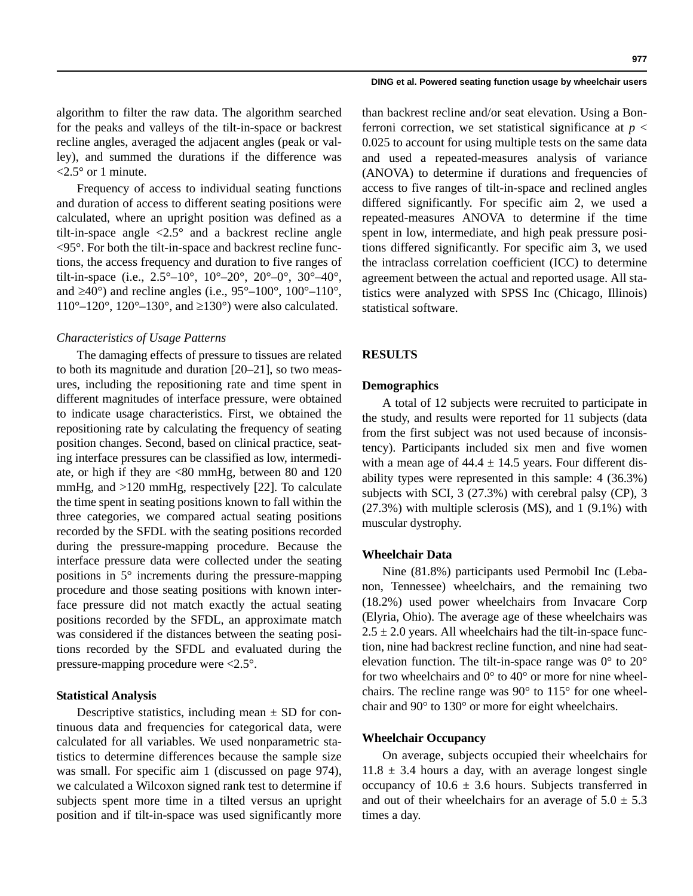algorithm to filter the raw data. The algorithm searched for the peaks and valleys of the tilt-in-space or backrest recline angles, averaged the adjacent angles (peak or valley), and summed the durations if the difference was <2.5° or 1 minute.

Frequency of access to individual seating functions and duration of access to different seating positions were calculated, where an upright position was defined as a tilt-in-space angle <2.5° and a backrest recline angle <95°. For both the tilt-in-space and backrest recline functions, the access frequency and duration to five ranges of tilt-in-space (i.e., 2.5°–10°, 10°–20°, 20°–0°, 30°–40°, and ≥40°) and recline angles (i.e., 95°–100°, 100°–110°, 110°–120°, 120°–130°, and ≥130°) were also calculated.

*Characteristics of Usage Patterns*

The damaging effects of pressure to tissues are related to both its magnitude and duration [20–21], so two measures, including the repositioning rate and time spent in different magnitudes of interface pressure, were obtained to indicate usage characteristics. First, we obtained the repositioning rate by calculating the frequency of seating position changes. Second, based on clinical practice, seating interface pressures can be classified as low, intermediate, or high if they are <80 mmHg, between 80 and 120 mmHg, and >120 mmHg, respectively [22]. To calculate the time spent in seating positions known to fall within the three categories, we compared actual seating positions recorded by the SFDL with the seating positions recorded during the pressure-mapping procedure. Because the interface pressure data were collected under the seating positions in 5° increments during the pressure-mapping procedure and those seating positions with known interface pressure did not match exactly the actual seating positions recorded by the SFDL, an approximate match was considered if the distances between the seating positions recorded by the SFDL and evaluated during the pressure-mapping procedure were <2.5°.

### Statistical Analysis

Descriptive statistics, including mean ± SD for continuous data and frequencies for categorical data, were calculated for all variables. We used nonparametric statistics to determine differences because the sample size was small. For specific aim 1 (discussed on page 974), we calculated a Wilcoxon signed rank test to determine if subjects spent more time in a tilted versus an upright position and if tilt-in-space was used significantly more than backrest recline and/or seat elevation. Using a Bonferroni correction, we set statistical significance at $p < 0.025$ to account for using multiple tests on the same data and used a repeated-measures analysis of variance (ANOVA) to determine if durations and frequencies of access to five ranges of tilt-in-space and reclined angles differed significantly. For specific aim 2, we used a repeated-measures ANOVA to determine if the time spent in low, intermediate, and high peak pressure positions differed significantly. For specific aim 3, we used the intraclass correlation coefficient (ICC) to determine agreement between the actual and reported usage. All statistics were analyzed with SPSS Inc (Chicago, Illinois) statistical software.

## RESULTS

### Demographics

A total of 12 subjects were recruited to participate in the study, and results were reported for 11 subjects (data from the first subject was not used because of inconsistency). Participants included six men and five women with a mean age of 44.4 ± 14.5 years. Four different disability types were represented in this sample: 4 (36.3%) subjects with SCI, 3 (27.3%) with cerebral palsy (CP), 3 (27.3%) with multiple sclerosis (MS), and 1 (9.1%) with muscular dystrophy.

### Wheelchair Data

Nine (81.8%) participants used Permobil Inc (Lebanon, Tennessee) wheelchairs, and the remaining two (18.2%) used power wheelchairs from Invacare Corp (Elyria, Ohio). The average age of these wheelchairs was 2.5 ± 2.0 years. All wheelchairs had the tilt-in-space function, nine had backrest recline function, and nine had seat-elevation function. The tilt-in-space range was 0° to 20° for two wheelchairs and 0° to 40° or more for nine wheelchairs. The recline range was 90° to 115° for one wheelchair and 90° to 130° or more for eight wheelchairs.

### Wheelchair Occupancy

On average, subjects occupied their wheelchairs for 11.8 ± 3.4 hours a day, with an average longest single occupancy of 10.6 ± 3.6 hours. Subjects transferred in and out of their wheelchairs for an average of 5.0 ± 5.3 times a day.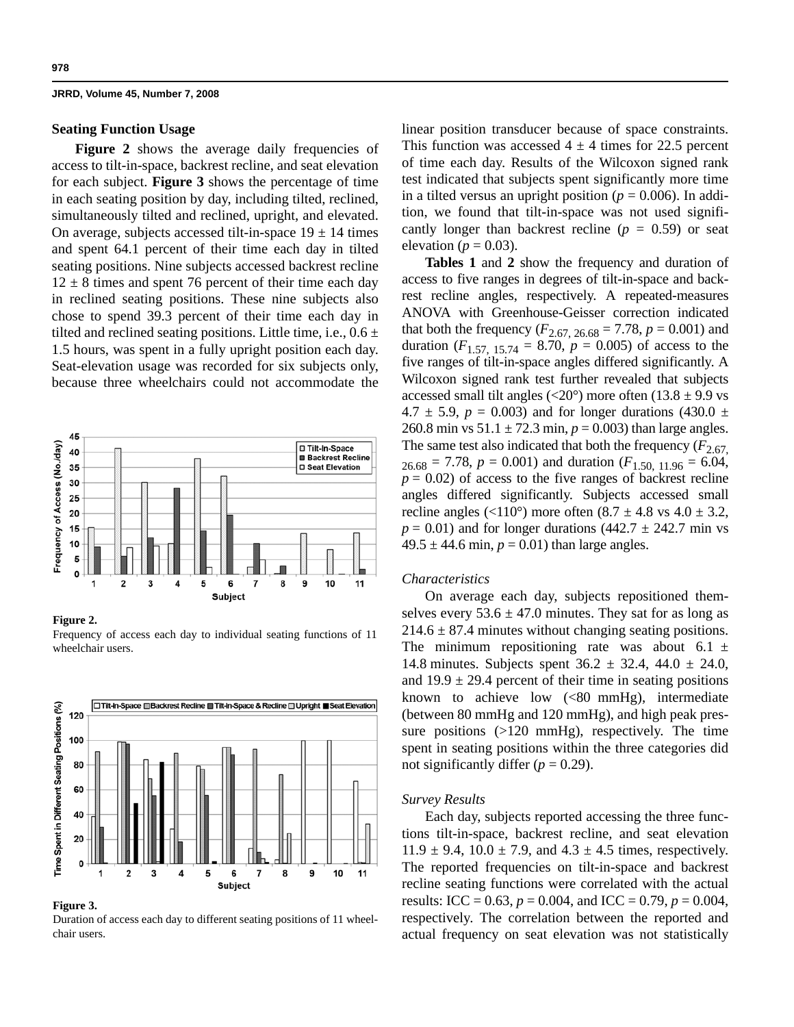## Seating Function Usage

**Figure 2** shows the average daily frequencies of access to tilt-in-space, backrest recline, and seat elevation for each subject. **Figure 3** shows the percentage of time in each seating position by day, including tilted, reclined, simultaneously tilted and reclined, upright, and elevated. On average, subjects accessed tilt-in-space 19 ± 14 times and spent 64.1 percent of their time each day in tilted seating positions. Nine subjects accessed backrest recline 12 ± 8 times and spent 76 percent of their time each day in reclined seating positions. These nine subjects also chose to spend 39.3 percent of their time each day in tilted and reclined seating positions. Little time, i.e., 0.6 ± 1.5 hours, was spent in a fully upright position each day. Seat-elevation usage was recorded for six subjects only, because three wheelchairs could not accommodate the linear position transducer because of space constraints. This function was accessed 4 ± 4 times for 22.5 percent of time each day. Results of the Wilcoxon signed rank test indicated that subjects spent significantly more time in a tilted versus an upright position ($p = 0.006$). In addition, we found that tilt-in-space was not used significantly longer than backrest recline ($p = 0.59$) or seat elevation ($p = 0.03$).

**Figure 2.**
Frequency of access each day to individual seating functions of 11 wheelchair users.

**Figure 3.**
Duration of access each day to different seating positions of 11 wheelchair users.

**Tables 1** and **2** show the frequency and duration of access to five ranges in degrees of tilt-in-space and backrest recline angles, respectively. A repeated-measures ANOVA with Greenhouse-Geisser correction indicated that both the frequency ($F_{2.67,\,26.68} = 7.78$, $p = 0.001$) and duration ($F_{1.57,\,15.74} = 8.70$, $p = 0.005$) of access to the five ranges of tilt-in-space angles differed significantly. A Wilcoxon signed rank test further revealed that subjects accessed small tilt angles (<20°) more often (13.8 ± 9.9 vs 4.7 ± 5.9, $p = 0.003$) and for longer durations (430.0 ± 260.8 min vs 51.1 ± 72.3 min, $p = 0.003$) than large angles. The same test also indicated that both the frequency ($F_{2.67,\,26.68} = 7.78$, $p = 0.001$) and duration ($F_{1.50,\,11.96} = 6.04$, $p = 0.02$) of access to the five ranges of backrest recline angles differed significantly. Subjects accessed small recline angles (<110°) more often (8.7 ± 4.8 vs 4.0 ± 3.2, $p = 0.01$) and for longer durations (442.7 ± 242.7 min vs 49.5 ± 44.6 min, $p = 0.01$) than large angles.

### *Characteristics*

On average each day, subjects repositioned themselves every 53.6 ± 47.0 minutes. They sat for as long as 214.6 ± 87.4 minutes without changing seating positions. The minimum repositioning rate was about 6.1 ± 14.8 minutes. Subjects spent 36.2 ± 32.4, 44.0 ± 24.0, and 19.9 ± 29.4 percent of their time in seating positions known to achieve low (<80 mmHg), intermediate (between 80 mmHg and 120 mmHg), and high peak pressure positions (>120 mmHg), respectively. The time spent in seating positions within the three categories did not significantly differ ($p = 0.29$).

### *Survey Results*

Each day, subjects reported accessing the three functions tilt-in-space, backrest recline, and seat elevation 11.9 ± 9.4, 10.0 ± 7.9, and 4.3 ± 4.5 times, respectively. The reported frequencies on tilt-in-space and backrest recline seating functions were correlated with the actual results: ICC = 0.63, $p = 0.004$, and ICC = 0.79, $p = 0.004$, respectively. The correlation between the reported and actual frequency on seat elevation was not statistically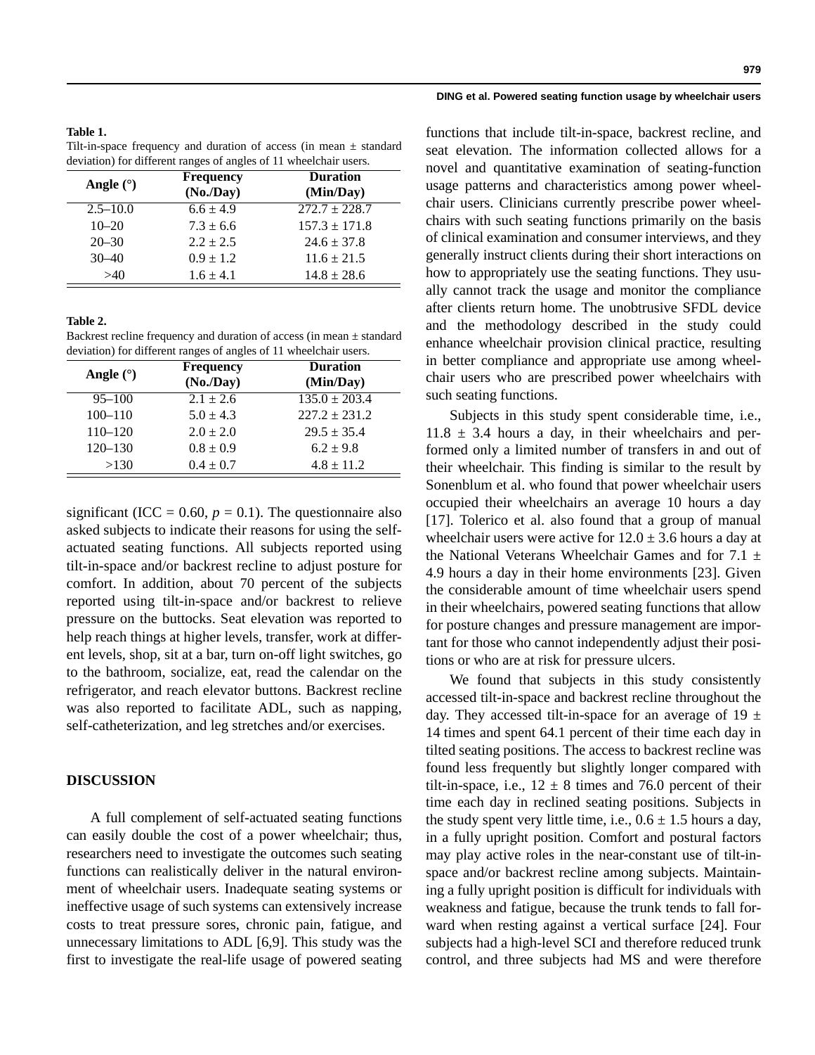**Table 1.**
Tilt-in-space frequency and duration of access (in mean ± standard deviation) for different ranges of angles of 11 wheelchair users.

| Angle (°) | Frequency (No./Day) | Duration (Min/Day) |
|---|---|---|
| 2.5–10.0 | 6.6 ± 4.9 | 272.7 ± 228.7 |
| 10–20 | 7.3 ± 6.6 | 157.3 ± 171.8 |
| 20–30 | 2.2 ± 2.5 | 24.6 ± 37.8 |
| 30–40 | 0.9 ± 1.2 | 11.6 ± 21.5 |
| >40 | 1.6 ± 4.1 | 14.8 ± 28.6 |

**Table 2.**
Backrest recline frequency and duration of access (in mean ± standard deviation) for different ranges of angles of 11 wheelchair users.

| Angle (°) | Frequency (No./Day) | Duration (Min/Day) |
|---|---|---|
| 95–100 | 2.1 ± 2.6 | 135.0 ± 203.4 |
| 100–110 | 5.0 ± 4.3 | 227.2 ± 231.2 |
| 110–120 | 2.0 ± 2.0 | 29.5 ± 35.4 |
| 120–130 | 0.8 ± 0.9 | 6.2 ± 9.8 |
| >130 | 0.4 ± 0.7 | 4.8 ± 11.2 |

significant (ICC = 0.60, $p = 0.1$). The questionnaire also asked subjects to indicate their reasons for using the self-actuated seating functions. All subjects reported using tilt-in-space and/or backrest recline to adjust posture for comfort. In addition, about 70 percent of the subjects reported using tilt-in-space and/or backrest to relieve pressure on the buttocks. Seat elevation was reported to help reach things at higher levels, transfer, work at different levels, shop, sit at a bar, turn on-off light switches, go to the bathroom, socialize, eat, read the calendar on the refrigerator, and reach elevator buttons. Backrest recline was also reported to facilitate ADL, such as napping, self-catheterization, and leg stretches and/or exercises.

## DISCUSSION

A full complement of self-actuated seating functions can easily double the cost of a power wheelchair; thus, researchers need to investigate the outcomes such seating functions can realistically deliver in the natural environment of wheelchair users. Inadequate seating systems or ineffective usage of such systems can extensively increase costs to treat pressure sores, chronic pain, fatigue, and unnecessary limitations to ADL [6,9]. This study was the first to investigate the real-life usage of powered seating functions that include tilt-in-space, backrest recline, and seat elevation. The information collected allows for a novel and quantitative examination of seating-function usage patterns and characteristics among power wheelchair users. Clinicians currently prescribe power wheelchairs with such seating functions primarily on the basis of clinical examination and consumer interviews, and they generally instruct clients during their short interactions on how to appropriately use the seating functions. They usually cannot track the usage and monitor the compliance after clients return home. The unobtrusive SFDL device and the methodology described in the study could enhance wheelchair provision clinical practice, resulting in better compliance and appropriate use among wheelchair users who are prescribed power wheelchairs with such seating functions.

Subjects in this study spent considerable time, i.e., 11.8 ± 3.4 hours a day, in their wheelchairs and performed only a limited number of transfers in and out of their wheelchair. This finding is similar to the result by Sonenblum et al. who found that power wheelchair users occupied their wheelchairs an average 10 hours a day [17]. Tolerico et al. also found that a group of manual wheelchair users were active for 12.0 ± 3.6 hours a day at the National Veterans Wheelchair Games and for 7.1 ± 4.9 hours a day in their home environments [23]. Given the considerable amount of time wheelchair users spend in their wheelchairs, powered seating functions that allow for posture changes and pressure management are important for those who cannot independently adjust their positions or who are at risk for pressure ulcers.

We found that subjects in this study consistently accessed tilt-in-space and backrest recline throughout the day. They accessed tilt-in-space for an average of 19 ± 14 times and spent 64.1 percent of their time each day in tilted seating positions. The access to backrest recline was found less frequently but slightly longer compared with tilt-in-space, i.e., 12 ± 8 times and 76.0 percent of their time each day in reclined seating positions. Subjects in the study spent very little time, i.e., 0.6 ± 1.5 hours a day, in a fully upright position. Comfort and postural factors may play active roles in the near-constant use of tilt-in-space and/or backrest recline among subjects. Maintaining a fully upright position is difficult for individuals with weakness and fatigue, because the trunk tends to fall forward when resting against a vertical surface [24]. Four subjects had a high-level SCI and therefore reduced trunk control, and three subjects had MS and were therefore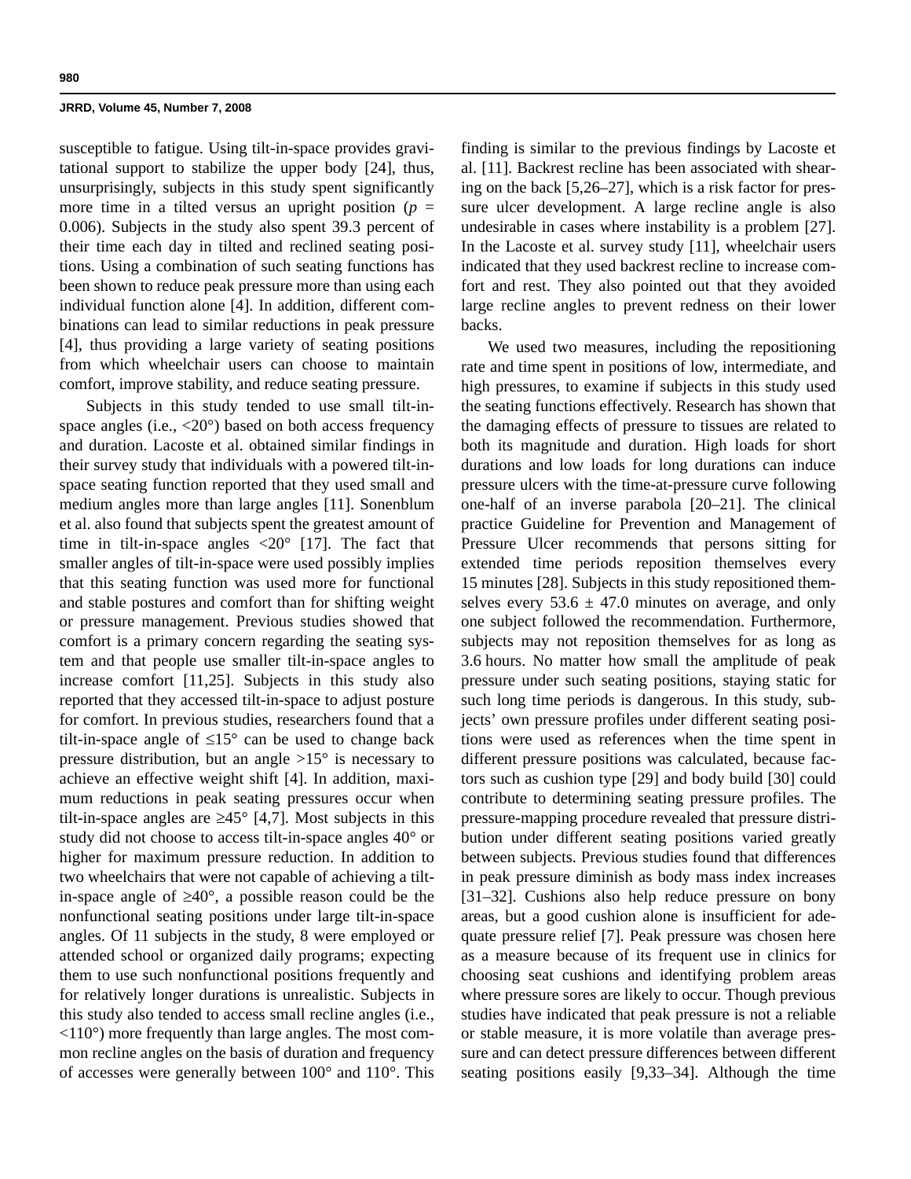susceptible to fatigue. Using tilt-in-space provides gravitational support to stabilize the upper body [24], thus, unsurprisingly, subjects in this study spent significantly more time in a tilted versus an upright position ($p$ = 0.006). Subjects in the study also spent 39.3 percent of their time each day in tilted and reclined seating positions. Using a combination of such seating functions has been shown to reduce peak pressure more than using each individual function alone [4]. In addition, different combinations can lead to similar reductions in peak pressure [4], thus providing a large variety of seating positions from which wheelchair users can choose to maintain comfort, improve stability, and reduce seating pressure.

Subjects in this study tended to use small tilt-in-space angles (i.e., <20°) based on both access frequency and duration. Lacoste et al. obtained similar findings in their survey study that individuals with a powered tilt-in-space seating function reported that they used small and medium angles more than large angles [11]. Sonenblum et al. also found that subjects spent the greatest amount of time in tilt-in-space angles <20° [17]. The fact that smaller angles of tilt-in-space were used possibly implies that this seating function was used more for functional and stable postures and comfort than for shifting weight or pressure management. Previous studies showed that comfort is a primary concern regarding the seating system and that people use smaller tilt-in-space angles to increase comfort [11,25]. Subjects in this study also reported that they accessed tilt-in-space to adjust posture for comfort. In previous studies, researchers found that a tilt-in-space angle of ≤15° can be used to change back pressure distribution, but an angle >15° is necessary to achieve an effective weight shift [4]. In addition, maximum reductions in peak seating pressures occur when tilt-in-space angles are ≥45° [4,7]. Most subjects in this study did not choose to access tilt-in-space angles 40° or higher for maximum pressure reduction. In addition to two wheelchairs that were not capable of achieving a tilt-in-space angle of ≥40°, a possible reason could be the nonfunctional seating positions under large tilt-in-space angles. Of 11 subjects in the study, 8 were employed or attended school or organized daily programs; expecting them to use such nonfunctional positions frequently and for relatively longer durations is unrealistic. Subjects in this study also tended to access small recline angles (i.e., <110°) more frequently than large angles. The most common recline angles on the basis of duration and frequency of accesses were generally between 100° and 110°. This finding is similar to the previous findings by Lacoste et al. [11]. Backrest recline has been associated with shearing on the back [5,26–27], which is a risk factor for pressure ulcer development. A large recline angle is also undesirable in cases where instability is a problem [27]. In the Lacoste et al. survey study [11], wheelchair users indicated that they used backrest recline to increase comfort and rest. They also pointed out that they avoided large recline angles to prevent redness on their lower backs.

We used two measures, including the repositioning rate and time spent in positions of low, intermediate, and high pressures, to examine if subjects in this study used the seating functions effectively. Research has shown that the damaging effects of pressure to tissues are related to both its magnitude and duration. High loads for short durations and low loads for long durations can induce pressure ulcers with the time-at-pressure curve following one-half of an inverse parabola [20–21]. The clinical practice Guideline for Prevention and Management of Pressure Ulcer recommends that persons sitting for extended time periods reposition themselves every 15 minutes [28]. Subjects in this study repositioned themselves every 53.6 ± 47.0 minutes on average, and only one subject followed the recommendation. Furthermore, subjects may not reposition themselves for as long as 3.6 hours. No matter how small the amplitude of peak pressure under such seating positions, staying static for such long time periods is dangerous. In this study, subjects' own pressure profiles under different seating positions were used as references when the time spent in different pressure positions was calculated, because factors such as cushion type [29] and body build [30] could contribute to determining seating pressure profiles. The pressure-mapping procedure revealed that pressure distribution under different seating positions varied greatly between subjects. Previous studies found that differences in peak pressure diminish as body mass index increases [31–32]. Cushions also help reduce pressure on bony areas, but a good cushion alone is insufficient for adequate pressure relief [7]. Peak pressure was chosen here as a measure because of its frequent use in clinics for choosing seat cushions and identifying problem areas where pressure sores are likely to occur. Though previous studies have indicated that peak pressure is not a reliable or stable measure, it is more volatile than average pressure and can detect pressure differences between different seating positions easily [9,33–34]. Although the time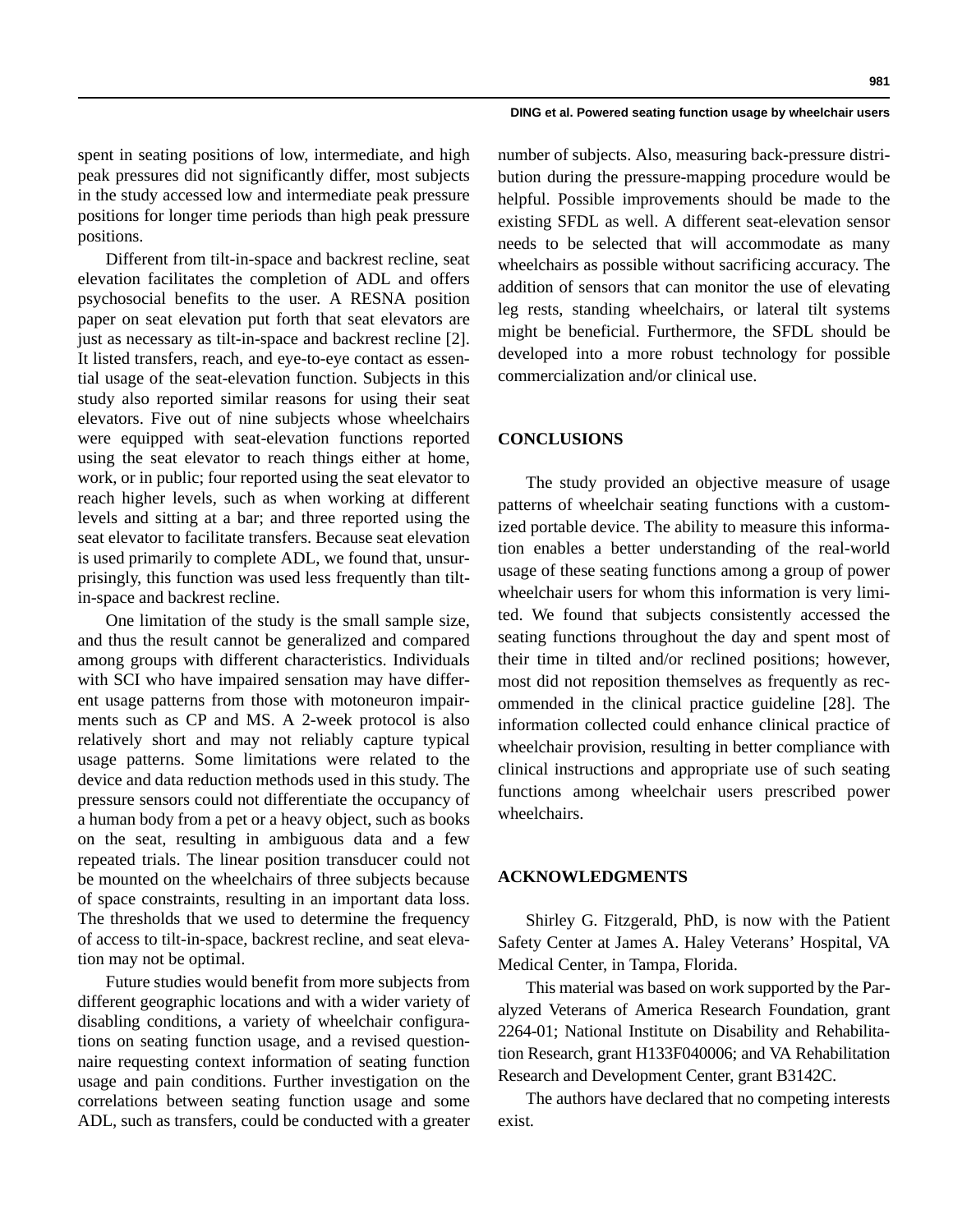spent in seating positions of low, intermediate, and high peak pressures did not significantly differ, most subjects in the study accessed low and intermediate peak pressure positions for longer time periods than high peak pressure positions.

Different from tilt-in-space and backrest recline, seat elevation facilitates the completion of ADL and offers psychosocial benefits to the user. A RESNA position paper on seat elevation put forth that seat elevators are just as necessary as tilt-in-space and backrest recline [2]. It listed transfers, reach, and eye-to-eye contact as essential usage of the seat-elevation function. Subjects in this study also reported similar reasons for using their seat elevators. Five out of nine subjects whose wheelchairs were equipped with seat-elevation functions reported using the seat elevator to reach things either at home, work, or in public; four reported using the seat elevator to reach higher levels, such as when working at different levels and sitting at a bar; and three reported using the seat elevator to facilitate transfers. Because seat elevation is used primarily to complete ADL, we found that, unsurprisingly, this function was used less frequently than tilt-in-space and backrest recline.

One limitation of the study is the small sample size, and thus the result cannot be generalized and compared among groups with different characteristics. Individuals with SCI who have impaired sensation may have different usage patterns from those with motoneuron impairments such as CP and MS. A 2-week protocol is also relatively short and may not reliably capture typical usage patterns. Some limitations were related to the device and data reduction methods used in this study. The pressure sensors could not differentiate the occupancy of a human body from a pet or a heavy object, such as books on the seat, resulting in ambiguous data and a few repeated trials. The linear position transducer could not be mounted on the wheelchairs of three subjects because of space constraints, resulting in an important data loss. The thresholds that we used to determine the frequency of access to tilt-in-space, backrest recline, and seat elevation may not be optimal.

Future studies would benefit from more subjects from different geographic locations and with a wider variety of disabling conditions, a variety of wheelchair configurations on seating function usage, and a revised questionnaire requesting context information of seating function usage and pain conditions. Further investigation on the correlations between seating function usage and some ADL, such as transfers, could be conducted with a greater number of subjects. Also, measuring back-pressure distribution during the pressure-mapping procedure would be helpful. Possible improvements should be made to the existing SFDL as well. A different seat-elevation sensor needs to be selected that will accommodate as many wheelchairs as possible without sacrificing accuracy. The addition of sensors that can monitor the use of elevating leg rests, standing wheelchairs, or lateral tilt systems might be beneficial. Furthermore, the SFDL should be developed into a more robust technology for possible commercialization and/or clinical use.

## CONCLUSIONS

The study provided an objective measure of usage patterns of wheelchair seating functions with a customized portable device. The ability to measure this information enables a better understanding of the real-world usage of these seating functions among a group of power wheelchair users for whom this information is very limited. We found that subjects consistently accessed the seating functions throughout the day and spent most of their time in tilted and/or reclined positions; however, most did not reposition themselves as frequently as recommended in the clinical practice guideline [28]. The information collected could enhance clinical practice of wheelchair provision, resulting in better compliance with clinical instructions and appropriate use of such seating functions among wheelchair users prescribed power wheelchairs.

## ACKNOWLEDGMENTS

Shirley G. Fitzgerald, PhD, is now with the Patient Safety Center at James A. Haley Veterans' Hospital, VA Medical Center, in Tampa, Florida.

This material was based on work supported by the Paralyzed Veterans of America Research Foundation, grant 2264-01; National Institute on Disability and Rehabilitation Research, grant H133F040006; and VA Rehabilitation Research and Development Center, grant B3142C.

The authors have declared that no competing interests exist.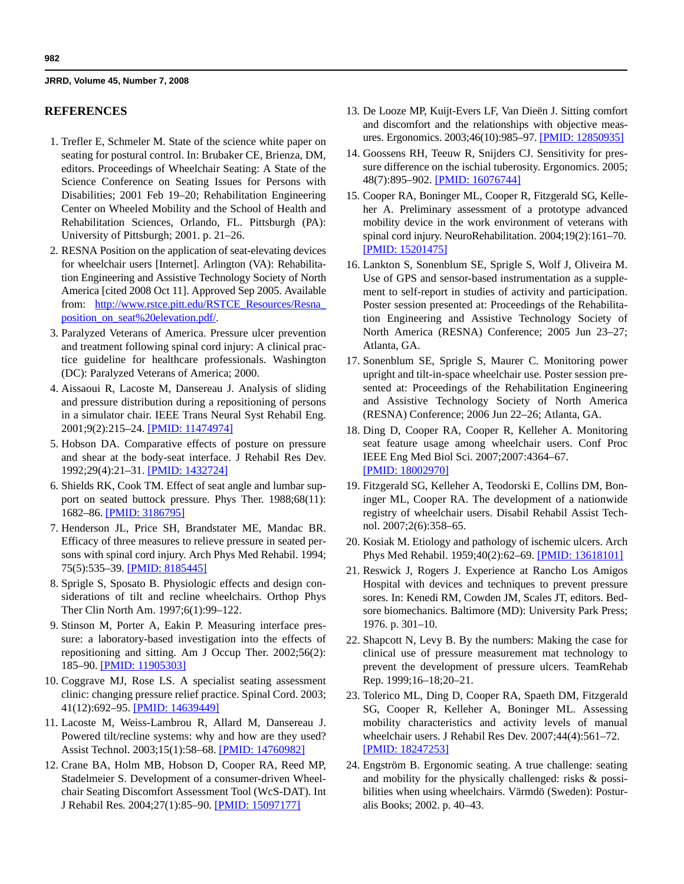## REFERENCES

1. Trefler E, Schmeler M. State of the science white paper on seating for postural control. In: Brubaker CE, Brienza, DM, editors. Proceedings of Wheelchair Seating: A State of the Science Conference on Seating Issues for Persons with Disabilities; 2001 Feb 19–20; Rehabilitation Engineering Center on Wheeled Mobility and the School of Health and Rehabilitation Sciences, Orlando, FL. Pittsburgh (PA): University of Pittsburgh; 2001. p. 21–26.
2. RESNA Position on the application of seat-elevating devices for wheelchair users [Internet]. Arlington (VA): Rehabilitation Engineering and Assistive Technology Society of North America [cited 2008 Oct 11]. Approved Sep 2005. Available from: http://www.rstce.pitt.edu/RSTCE_Resources/Resna_position_on_seat%20elevation.pdf/.
3. Paralyzed Veterans of America. Pressure ulcer prevention and treatment following spinal cord injury: A clinical practice guideline for healthcare professionals. Washington (DC): Paralyzed Veterans of America; 2000.
4. Aissaoui R, Lacoste M, Dansereau J. Analysis of sliding and pressure distribution during a repositioning of persons in a simulator chair. IEEE Trans Neural Syst Rehabil Eng. 2001;9(2):215–24. [PMID: 11474974]
5. Hobson DA. Comparative effects of posture on pressure and shear at the body-seat interface. J Rehabil Res Dev. 1992;29(4):21–31. [PMID: 1432724]
6. Shields RK, Cook TM. Effect of seat angle and lumbar support on seated buttock pressure. Phys Ther. 1988;68(11): 1682–86. [PMID: 3186795]
7. Henderson JL, Price SH, Brandstater ME, Mandac BR. Efficacy of three measures to relieve pressure in seated persons with spinal cord injury. Arch Phys Med Rehabil. 1994; 75(5):535–39. [PMID: 8185445]
8. Sprigle S, Sposato B. Physiologic effects and design considerations of tilt and recline wheelchairs. Orthop Phys Ther Clin North Am. 1997;6(1):99–122.
9. Stinson M, Porter A, Eakin P. Measuring interface pressure: a laboratory-based investigation into the effects of repositioning and sitting. Am J Occup Ther. 2002;56(2): 185–90. [PMID: 11905303]
10. Coggrave MJ, Rose LS. A specialist seating assessment clinic: changing pressure relief practice. Spinal Cord. 2003; 41(12):692–95. [PMID: 14639449]
11. Lacoste M, Weiss-Lambrou R, Allard M, Dansereau J. Powered tilt/recline systems: why and how are they used? Assist Technol. 2003;15(1):58–68. [PMID: 14760982]
12. Crane BA, Holm MB, Hobson D, Cooper RA, Reed MP, Stadelmeier S. Development of a consumer-driven Wheelchair Seating Discomfort Assessment Tool (WcS-DAT). Int J Rehabil Res. 2004;27(1):85–90. [PMID: 15097177]
13. De Looze MP, Kuijt-Evers LF, Van Dieën J. Sitting comfort and discomfort and the relationships with objective measures. Ergonomics. 2003;46(10):985–97. [PMID: 12850935]
14. Goossens RH, Teeuw R, Snijders CJ. Sensitivity for pressure difference on the ischial tuberosity. Ergonomics. 2005; 48(7):895–902. [PMID: 16076744]
15. Cooper RA, Boninger ML, Cooper R, Fitzgerald SG, Kelleher A. Preliminary assessment of a prototype advanced mobility device in the work environment of veterans with spinal cord injury. NeuroRehabilitation. 2004;19(2):161–70. [PMID: 15201475]
16. Lankton S, Sonenblum SE, Sprigle S, Wolf J, Oliveira M. Use of GPS and sensor-based instrumentation as a supplement to self-report in studies of activity and participation. Poster session presented at: Proceedings of the Rehabilitation Engineering and Assistive Technology Society of North America (RESNA) Conference; 2005 Jun 23–27; Atlanta, GA.
17. Sonenblum SE, Sprigle S, Maurer C. Monitoring power upright and tilt-in-space wheelchair use. Poster session presented at: Proceedings of the Rehabilitation Engineering and Assistive Technology Society of North America (RESNA) Conference; 2006 Jun 22–26; Atlanta, GA.
18. Ding D, Cooper RA, Cooper R, Kelleher A. Monitoring seat feature usage among wheelchair users. Conf Proc IEEE Eng Med Biol Sci. 2007;2007:4364–67. [PMID: 18002970]
19. Fitzgerald SG, Kelleher A, Teodorski E, Collins DM, Boninger ML, Cooper RA. The development of a nationwide registry of wheelchair users. Disabil Rehabil Assist Technol. 2007;2(6):358–65.
20. Kosiak M. Etiology and pathology of ischemic ulcers. Arch Phys Med Rehabil. 1959;40(2):62–69. [PMID: 13618101]
21. Reswick J, Rogers J. Experience at Rancho Los Amigos Hospital with devices and techniques to prevent pressure sores. In: Kenedi RM, Cowden JM, Scales JT, editors. Bedsore biomechanics. Baltimore (MD): University Park Press; 1976. p. 301–10.
22. Shapcott N, Levy B. By the numbers: Making the case for clinical use of pressure measurement mat technology to prevent the development of pressure ulcers. TeamRehab Rep. 1999;16–18;20–21.
23. Tolerico ML, Ding D, Cooper RA, Spaeth DM, Fitzgerald SG, Cooper R, Kelleher A, Boninger ML. Assessing mobility characteristics and activity levels of manual wheelchair users. J Rehabil Res Dev. 2007;44(4):561–72. [PMID: 18247253]
24. Engström B. Ergonomic seating. A true challenge: seating and mobility for the physically challenged: risks & possibilities when using wheelchairs. Värmdö (Sweden): Posturalis Books; 2002. p. 40–43.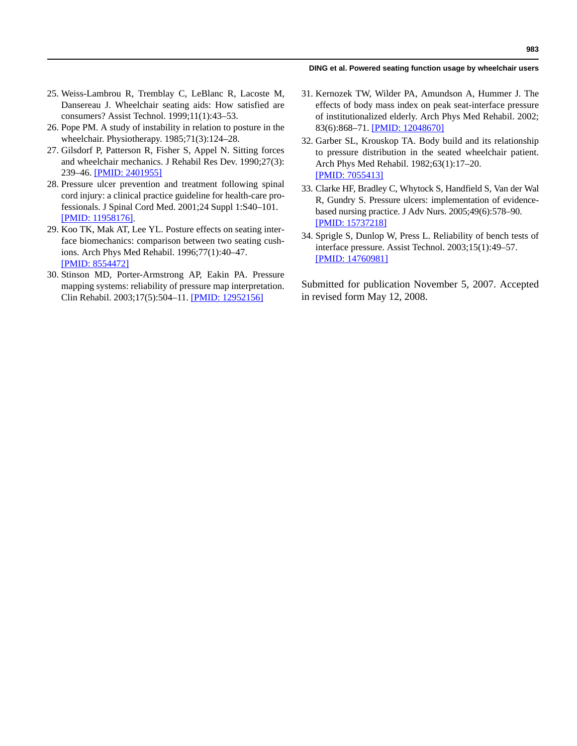25. Weiss-Lambrou R, Tremblay C, LeBlanc R, Lacoste M, Dansereau J. Wheelchair seating aids: How satisfied are consumers? Assist Technol. 1999;11(1):43–53.
26. Pope PM. A study of instability in relation to posture in the wheelchair. Physiotherapy. 1985;71(3):124–28.
27. Gilsdorf P, Patterson R, Fisher S, Appel N. Sitting forces and wheelchair mechanics. J Rehabil Res Dev. 1990;27(3): 239–46. [PMID: 2401955]
28. Pressure ulcer prevention and treatment following spinal cord injury: a clinical practice guideline for health-care professionals. J Spinal Cord Med. 2001;24 Suppl 1:S40–101. [PMID: 11958176].
29. Koo TK, Mak AT, Lee YL. Posture effects on seating interface biomechanics: comparison between two seating cushions. Arch Phys Med Rehabil. 1996;77(1):40–47. [PMID: 8554472]
30. Stinson MD, Porter-Armstrong AP, Eakin PA. Pressure mapping systems: reliability of pressure map interpretation. Clin Rehabil. 2003;17(5):504–11. [PMID: 12952156]
31. Kernozek TW, Wilder PA, Amundson A, Hummer J. The effects of body mass index on peak seat-interface pressure of institutionalized elderly. Arch Phys Med Rehabil. 2002; 83(6):868–71. [PMID: 12048670]
32. Garber SL, Krouskop TA. Body build and its relationship to pressure distribution in the seated wheelchair patient. Arch Phys Med Rehabil. 1982;63(1):17–20. [PMID: 7055413]
33. Clarke HF, Bradley C, Whytock S, Handfield S, Van der Wal R, Gundry S. Pressure ulcers: implementation of evidence-based nursing practice. J Adv Nurs. 2005;49(6):578–90. [PMID: 15737218]
34. Sprigle S, Dunlop W, Press L. Reliability of bench tests of interface pressure. Assist Technol. 2003;15(1):49–57. [PMID: 14760981]

Submitted for publication November 5, 2007. Accepted in revised form May 12, 2008.